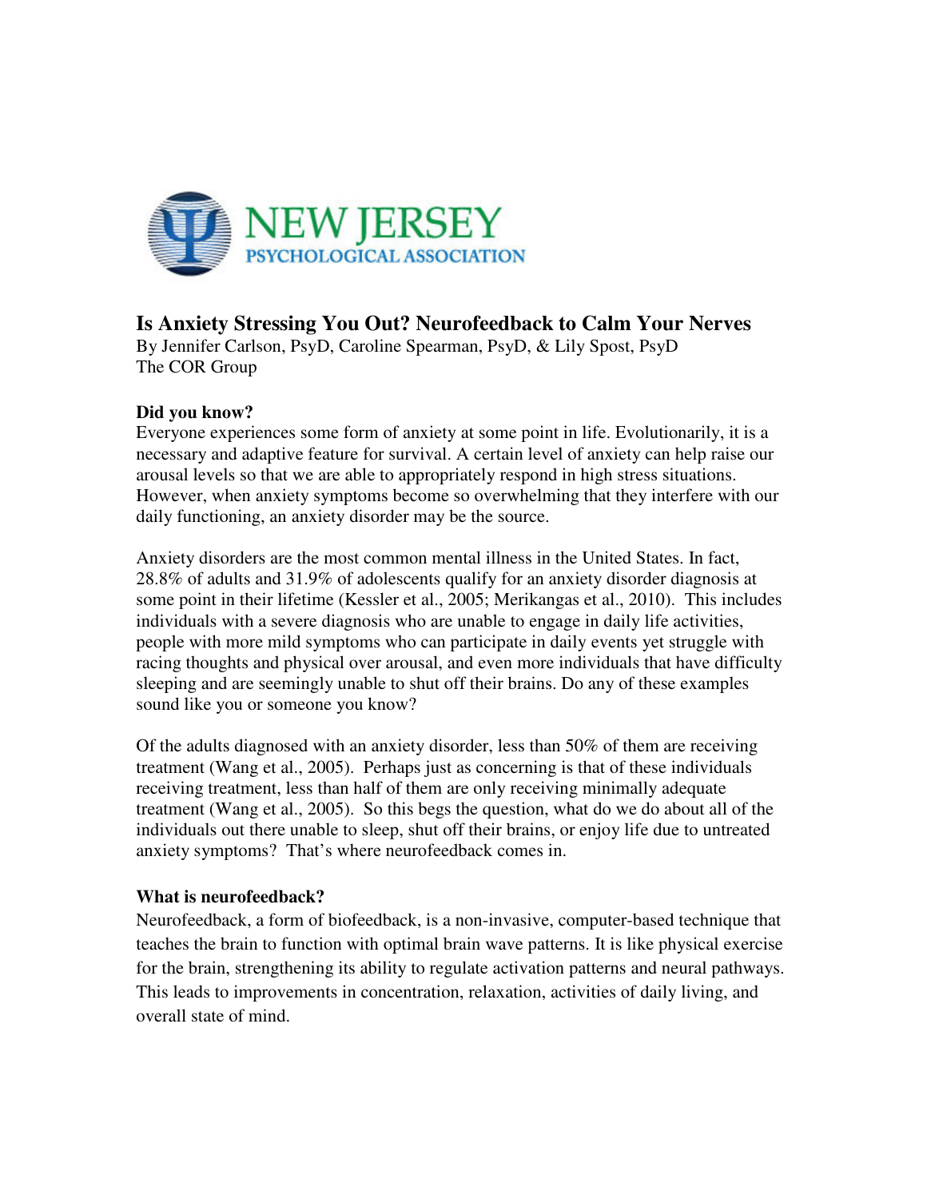NEW JERSEY PSYCHOLOGICAL ASSOCIATION

# Is Anxiety Stressing You Out? Neurofeedback to Calm Your Nerves

By Jennifer Carlson, PsyD, Caroline Spearman, PsyD, & Lily Spost, PsyD
The COR Group

## Did you know?

Everyone experiences some form of anxiety at some point in life. Evolutionarily, it is a necessary and adaptive feature for survival. A certain level of anxiety can help raise our arousal levels so that we are able to appropriately respond in high stress situations. However, when anxiety symptoms become so overwhelming that they interfere with our daily functioning, an anxiety disorder may be the source.

Anxiety disorders are the most common mental illness in the United States. In fact, 28.8% of adults and 31.9% of adolescents qualify for an anxiety disorder diagnosis at some point in their lifetime (Kessler et al., 2005; Merikangas et al., 2010). This includes individuals with a severe diagnosis who are unable to engage in daily life activities, people with more mild symptoms who can participate in daily events yet struggle with racing thoughts and physical over arousal, and even more individuals that have difficulty sleeping and are seemingly unable to shut off their brains. Do any of these examples sound like you or someone you know?

Of the adults diagnosed with an anxiety disorder, less than 50% of them are receiving treatment (Wang et al., 2005). Perhaps just as concerning is that of these individuals receiving treatment, less than half of them are only receiving minimally adequate treatment (Wang et al., 2005). So this begs the question, what do we do about all of the individuals out there unable to sleep, shut off their brains, or enjoy life due to untreated anxiety symptoms? That's where neurofeedback comes in.

## What is neurofeedback?

Neurofeedback, a form of biofeedback, is a non-invasive, computer-based technique that teaches the brain to function with optimal brain wave patterns. It is like physical exercise for the brain, strengthening its ability to regulate activation patterns and neural pathways. This leads to improvements in concentration, relaxation, activities of daily living, and overall state of mind.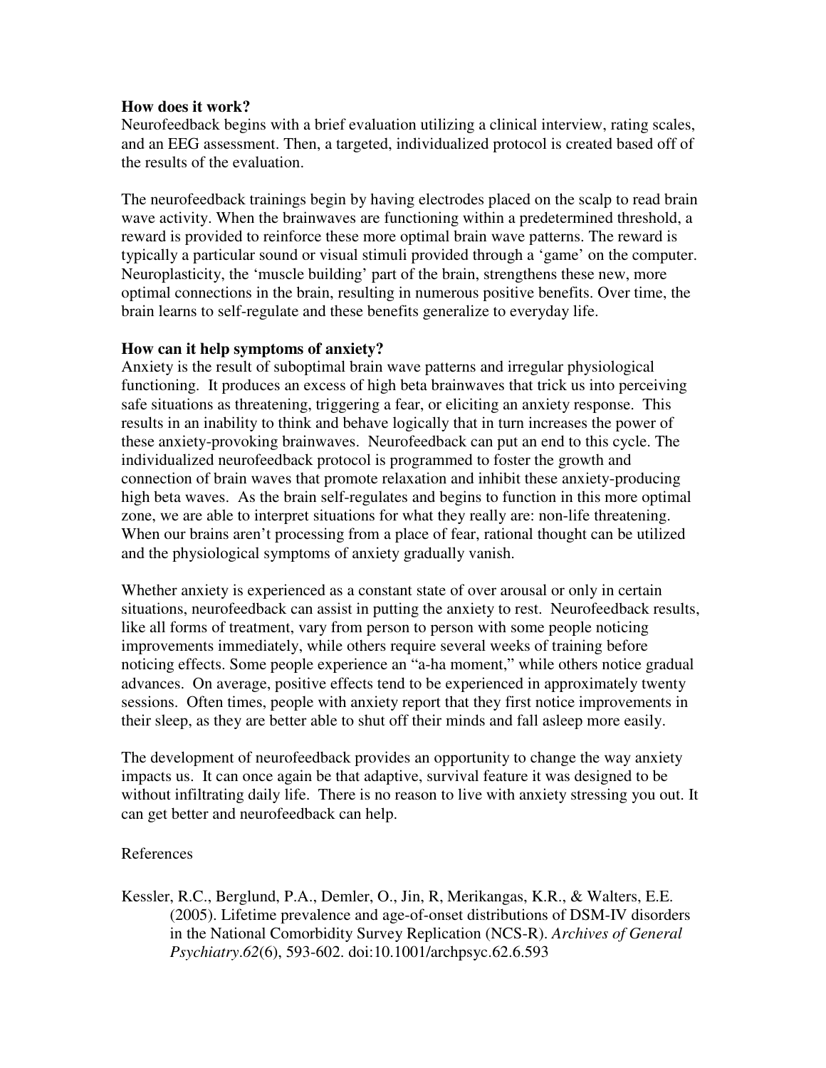**How does it work?**

Neurofeedback begins with a brief evaluation utilizing a clinical interview, rating scales, and an EEG assessment. Then, a targeted, individualized protocol is created based off of the results of the evaluation.

The neurofeedback trainings begin by having electrodes placed on the scalp to read brain wave activity. When the brainwaves are functioning within a predetermined threshold, a reward is provided to reinforce these more optimal brain wave patterns. The reward is typically a particular sound or visual stimuli provided through a 'game' on the computer. Neuroplasticity, the 'muscle building' part of the brain, strengthens these new, more optimal connections in the brain, resulting in numerous positive benefits. Over time, the brain learns to self-regulate and these benefits generalize to everyday life.

**How can it help symptoms of anxiety?**

Anxiety is the result of suboptimal brain wave patterns and irregular physiological functioning. It produces an excess of high beta brainwaves that trick us into perceiving safe situations as threatening, triggering a fear, or eliciting an anxiety response. This results in an inability to think and behave logically that in turn increases the power of these anxiety-provoking brainwaves. Neurofeedback can put an end to this cycle. The individualized neurofeedback protocol is programmed to foster the growth and connection of brain waves that promote relaxation and inhibit these anxiety-producing high beta waves. As the brain self-regulates and begins to function in this more optimal zone, we are able to interpret situations for what they really are: non-life threatening. When our brains aren't processing from a place of fear, rational thought can be utilized and the physiological symptoms of anxiety gradually vanish.

Whether anxiety is experienced as a constant state of over arousal or only in certain situations, neurofeedback can assist in putting the anxiety to rest. Neurofeedback results, like all forms of treatment, vary from person to person with some people noticing improvements immediately, while others require several weeks of training before noticing effects. Some people experience an "a-ha moment," while others notice gradual advances. On average, positive effects tend to be experienced in approximately twenty sessions. Often times, people with anxiety report that they first notice improvements in their sleep, as they are better able to shut off their minds and fall asleep more easily.

The development of neurofeedback provides an opportunity to change the way anxiety impacts us. It can once again be that adaptive, survival feature it was designed to be without infiltrating daily life. There is no reason to live with anxiety stressing you out. It can get better and neurofeedback can help.

References

Kessler, R.C., Berglund, P.A., Demler, O., Jin, R, Merikangas, K.R., & Walters, E.E. (2005). Lifetime prevalence and age-of-onset distributions of DSM-IV disorders in the National Comorbidity Survey Replication (NCS-R). *Archives of General Psychiatry.62*(6), 593-602. doi:10.1001/archpsyc.62.6.593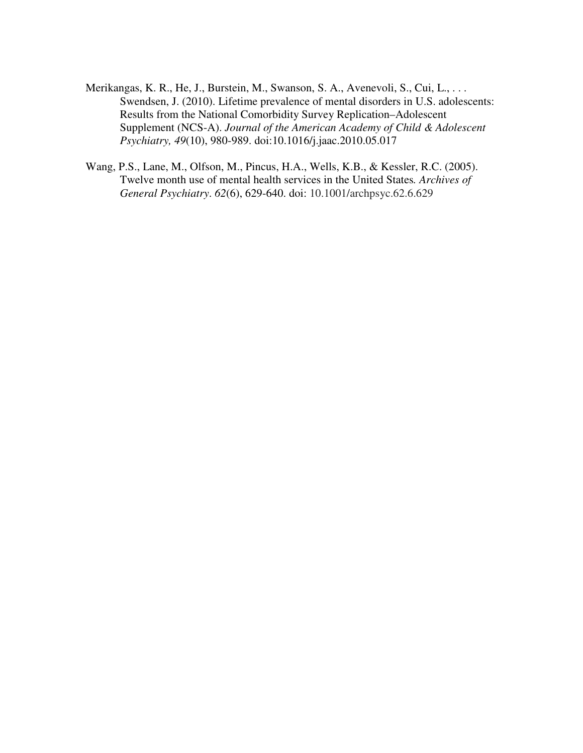Merikangas, K. R., He, J., Burstein, M., Swanson, S. A., Avenevoli, S., Cui, L., . . . Swendsen, J. (2010). Lifetime prevalence of mental disorders in U.S. adolescents: Results from the National Comorbidity Survey Replication–Adolescent Supplement (NCS-A). *Journal of the American Academy of Child & Adolescent Psychiatry, 49*(10), 980-989. doi:10.1016/j.jaac.2010.05.017

Wang, P.S., Lane, M., Olfson, M., Pincus, H.A., Wells, K.B., & Kessler, R.C. (2005). Twelve month use of mental health services in the United States. *Archives of General Psychiatry*. *62*(6), 629-640. doi: 10.1001/archpsyc.62.6.629